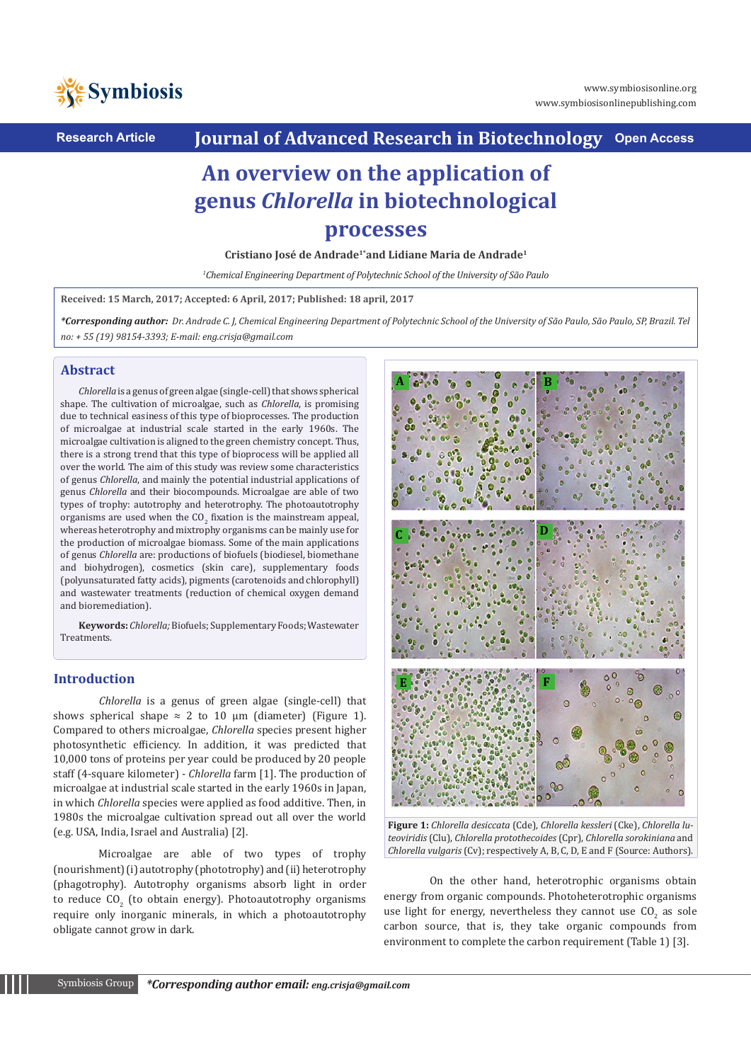Research Article | Journal of Advanced Research in Biotechnology | Open Access

# An overview on the application of genus *Chlorella* in biotechnological processes

**Cristiano José de Andrade[1*] and Lidiane Maria de Andrade[1]**

*[1]Chemical Engineering Department of Polytechnic School of the University of São Paulo*

**Received: 15 March, 2017; Accepted: 6 April, 2017; Published: 18 april, 2017**

***Corresponding author:** *Dr. Andrade C. J, Chemical Engineering Department of Polytechnic School of the University of São Paulo, São Paulo, SP, Brazil. Tel no: + 55 (19) 98154-3393; E-mail: eng.crisja@gmail.com*

## Abstract

*Chlorella* is a genus of green algae (single-cell) that shows spherical shape. The cultivation of microalgae, such as *Chlorella*, is promising due to technical easiness of this type of bioprocesses. The production of microalgae at industrial scale started in the early 1960s. The microalgae cultivation is aligned to the green chemistry concept. Thus, there is a strong trend that this type of bioprocess will be applied all over the world. The aim of this study was review some characteristics of genus *Chlorella*, and mainly the potential industrial applications of genus *Chlorella* and their biocompounds. Microalgae are able of two types of trophy: autotrophy and heterotrophy. The photoautotrophy organisms are used when the $CO_2$ fixation is the mainstream appeal, whereas heterotrophy and mixtrophy organisms can be mainly use for the production of microalgae biomass. Some of the main applications of genus *Chlorella* are: productions of biofuels (biodiesel, biomethane and biohydrogen), cosmetics (skin care), supplementary foods (polyunsaturated fatty acids), pigments (carotenoids and chlorophyll) and wastewater treatments (reduction of chemical oxygen demand and bioremediation).

**Keywords:** *Chlorella;* Biofuels; Supplementary Foods; Wastewater Treatments.

## Introduction

*Chlorella* is a genus of green algae (single-cell) that shows spherical shape ≈ 2 to 10 µm (diameter) (Figure 1). Compared to others microalgae, *Chlorella* species present higher photosynthetic efficiency. In addition, it was predicted that 10,000 tons of proteins per year could be produced by 20 people staff (4-square kilometer) - *Chlorella* farm [1]. The production of microalgae at industrial scale started in the early 1960s in Japan, in which *Chlorella* species were applied as food additive. Then, in 1980s the microalgae cultivation spread out all over the world (e.g. USA, India, Israel and Australia) [2].

Microalgae are able of two types of trophy (nourishment) (i) autotrophy (phototrophy) and (ii) heterotrophy (phagotrophy). Autotrophy organisms absorb light in order to reduce $CO_2$ (to obtain energy). Photoautotrophy organisms require only inorganic minerals, in which a photoautotrophy obligate cannot grow in dark.

**Figure 1:** *Chlorella desiccata* (Cde), *Chlorella kessleri* (Cke), *Chlorella luteoviridis* (Clu), *Chlorella protothecoides* (Cpr), *Chlorella sorokiniana* and *Chlorella vulgaris* (Cv); respectively A, B, C, D, E and F (Source: Authors).

On the other hand, heterotrophic organisms obtain energy from organic compounds. Photoheterotrophic organisms use light for energy, nevertheless they cannot use $CO_2$ as sole carbon source, that is, they take organic compounds from environment to complete the carbon requirement (Table 1) [3].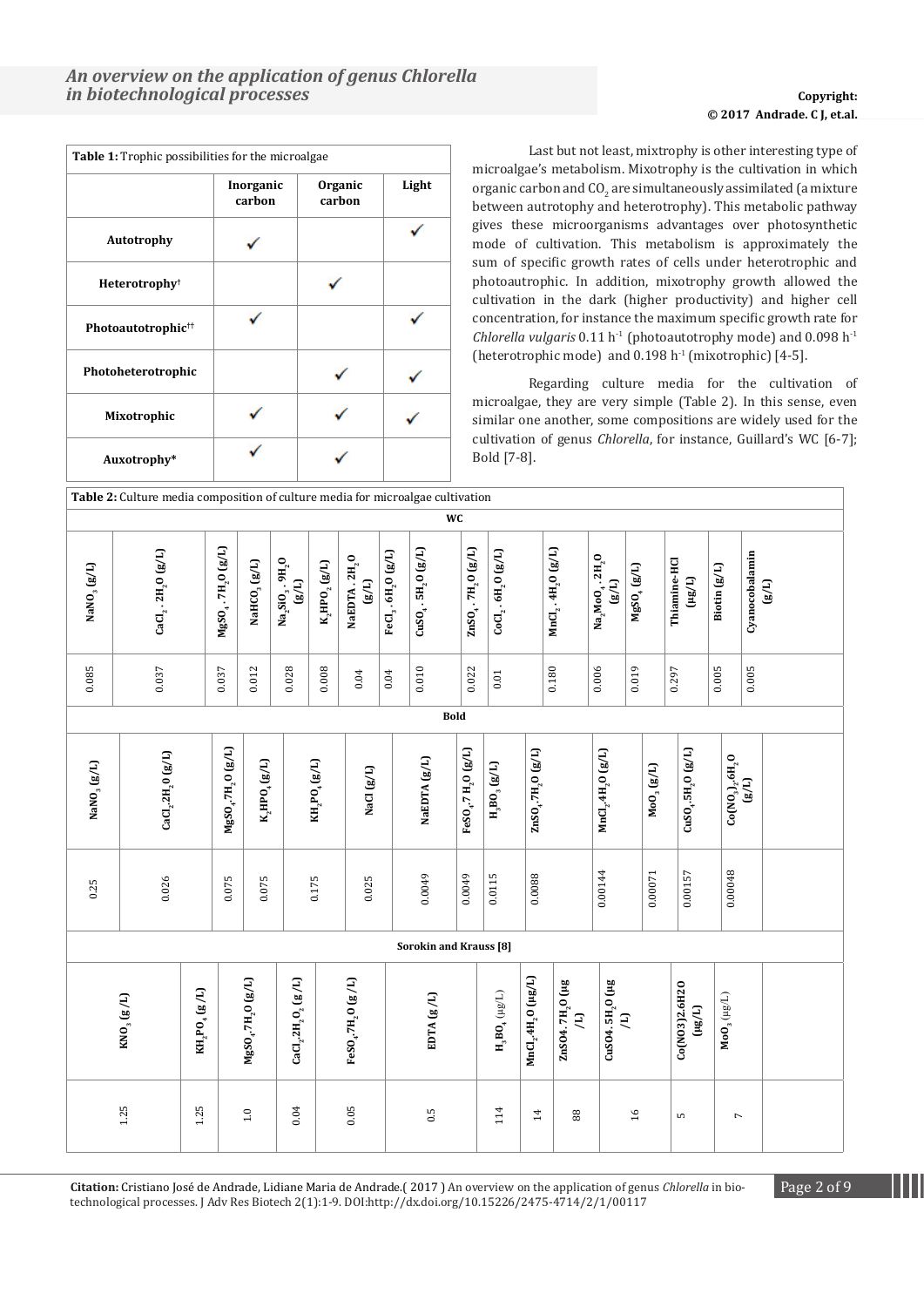**Table 1:** Trophic possibilities for the microalgae

| | Inorganic carbon | Organic carbon | Light |
|---|---|---|---|
| Autotrophy | ✓ | | ✓ |
| Heterotrophy† | | ✓ | |
| Photoautotrophic†† | ✓ | | ✓ |
| Photoheterotrophic | | ✓ | ✓ |
| Mixotrophic | ✓ | ✓ | ✓ |
| Auxotrophy* | ✓ | ✓ | |

Last but not least, mixtrophy is other interesting type of microalgae's metabolism. Mixotrophy is the cultivation in which organic carbon and $CO_2$ are simultaneously assimilated (a mixture between autrotophy and heterotrophy). This metabolic pathway gives these microorganisms advantages over photosynthetic mode of cultivation. This metabolism is approximately the sum of specific growth rates of cells under heterotrophic and photoautrophic. In addition, mixotrophy growth allowed the cultivation in the dark (higher productivity) and higher cell concentration, for instance the maximum specific growth rate for *Chlorella vulgaris* 0.11 $h^{-1}$ (photoautotrophy mode) and 0.098 $h^{-1}$ (heterotrophic mode) and 0.198 $h^{-1}$ (mixotrophic) [4-5].

Regarding culture media for the cultivation of microalgae, they are very simple (Table 2). In this sense, even similar one another, some compositions are widely used for the cultivation of genus *Chlorella*, for instance, Guillard's WC [6-7]; Bold [7-8].

**Table 2:** Culture media composition of culture media for microalgae cultivation

**WC**

| $NaNO_3$ (g/L) | $CaCl_2 . 2H_2O$ (g/L) | $MgSO_4 . 7H_2O$ (g/L) | $NaHCO_3$ (g/L) | $Na_2SiO_3 . 9H_2O$ (g/L) | $K_2HPO_4$ (g/L) | NaEDTA . $2H_2O$ (g/L) | $FeCl_3 . 6H_2O$ (g/L) | $CuSO_4 . 5H_2O$ (g/L) | $ZnSO_4 . 7H_2O$ (g/L) | $CoCl_2 . 6H_2O$ (g/L) | $MnCl_2 . 4H_2O$ (g/L) | $Na_2MoO_4 . 2H_2O$ (g/L) | $MgSO_4$ (g/L) | Thiamine-HCl (µg/L) | Biotin (g/L) | Cyanocobalamin (g/L) |
|---|---|---|---|---|---|---|---|---|---|---|---|---|---|---|---|---|
| 0.085 | 0.037 | 0.037 | 0.012 | 0.028 | 0.008 | 0.04 | 0.04 | 0.010 | 0.022 | 0.01 | 0.180 | 0.006 | 0.019 | 0.297 | 0.005 | 0.005 |

**Bold**

| $NaNO_3$ (g/L) | $CaCl_2.2H_2O$ (g/L) | $MgSO_4.7H_2O$ (g/L) | $K_2HPO_4$ (g/L) | $KH_2PO_4$ (g/L) | NaCl (g/L) | NaEDTA (g/L) | $FeSO_4.7H_2O$ (g/L) | $H_3BO_3$ (g/L) | $ZnSO_4.7H_2O$ (g/L) | $MnCl_2.4H_2O$ (g/L) | $MoO_3$ (g/L) | $CuSO_4.5H_2O$ (g/L) | $Co(NO_3)_2.6H_2O$ (g/L) |
|---|---|---|---|---|---|---|---|---|---|---|---|---|---|
| 0.25 | 0.026 | 0.075 | 0.075 | 0.175 | 0.025 | 0.0049 | 0.0049 | 0.0115 | 0.0088 | 0.00144 | 0.00071 | 0.00157 | 0.00048 |

**Sorokin and Krauss [8]**

| $KNO_3$ (g/L) | $KH_2PO_4$ (g/L) | $MgSO_4.7H_2O$ (g/L) | $CaCl_2.2H_2O_2$ (g/L) | $FeSO_4.7H_2O$ (g/L) | EDTA (g/L) | $H_3BO_4$ (µg/L) | $MnCl_2.4H_2O$ (µg/L) | $ZnSO_4.7H_2O$ (µg/L) | $CuSO_4.5H_2O$ (µg/L) | $Co(NO_3)_2.6H_2O$ (µg/L) | $MoO_3$ (µg/L) |
|---|---|---|---|---|---|---|---|---|---|---|---|
| 1.25 | 1.25 | 1.0 | 0.04 | 0.05 | 0.5 | 114 | 14 | 88 | 16 | 5 | 7 |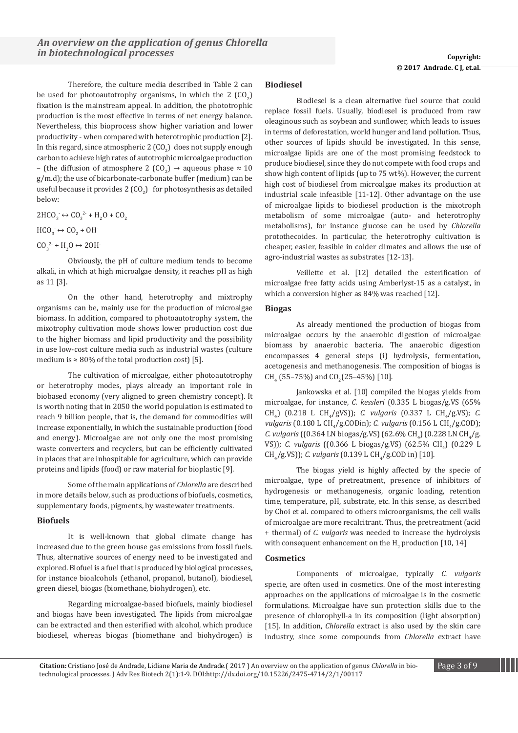Therefore, the culture media described in Table 2 can be used for photoautotrophy organisms, in which the 2 ($CO_2$) fixation is the mainstream appeal. In addition, the phototrophic production is the most effective in terms of net energy balance. Nevertheless, this bioprocess show higher variation and lower productivity - when compared with heterotrophic production [2]. In this regard, since atmospheric 2 ($CO_2$) does not supply enough carbon to achieve high rates of autotrophic microalgae production – (the diffusion of atmosphere 2 ($CO_2$) → aqueous phase ≈ 10 g/m.d); the use of bicarbonate-carbonate buffer (medium) can be useful because it provides 2 ($CO_2$) for photosynthesis as detailed below:

$$2HCO_3^- \leftrightarrow CO_3^{2-} + H_2O + CO_2$$

$$HCO_3^- \leftrightarrow CO_2 + OH^-$$

$$CO_3^{2-} + H_2O \leftrightarrow 2OH^-$$

Obviously, the pH of culture medium tends to become alkali, in which at high microalgae density, it reaches pH as high as 11 [3].

On the other hand, heterotrophy and mixtrophy organisms can be, mainly use for the production of microalgae biomass. In addition, compared to photoautotrophy system, the mixotrophy cultivation mode shows lower production cost due to the higher biomass and lipid productivity and the possibility in use low-cost culture media such as industrial wastes (culture medium is ≈ 80% of the total production cost) [5].

The cultivation of microalgae, either photoautotrophy or heterotrophy modes, plays already an important role in biobased economy (very aligned to green chemistry concept). It is worth noting that in 2050 the world population is estimated to reach 9 billion people, that is, the demand for commodities will increase exponentially, in which the sustainable production (food and energy). Microalgae are not only one the most promising waste converters and recyclers, but can be efficiently cultivated in places that are inhospitable for agriculture, which can provide proteins and lipids (food) or raw material for bioplastic [9].

Some of the main applications of *Chlorella* are described in more details below, such as productions of biofuels, cosmetics, supplementary foods, pigments, by wastewater treatments.

### Biofuels

It is well-known that global climate change has increased due to the green house gas emissions from fossil fuels. Thus, alternative sources of energy need to be investigated and explored. Biofuel is a fuel that is produced by biological processes, for instance bioalcohols (ethanol, propanol, butanol), biodiesel, green diesel, biogas (biomethane, biohydrogen), etc.

Regarding microalgae-based biofuels, mainly biodiesel and biogas have been investigated. The lipids from microalgae can be extracted and then esterified with alcohol, which produce biodiesel, whereas biogas (biomethane and biohydrogen) is

### Biodiesel

Biodiesel is a clean alternative fuel source that could replace fossil fuels. Usually, biodiesel is produced from raw oleaginous such as soybean and sunflower, which leads to issues in terms of deforestation, world hunger and land pollution. Thus, other sources of lipids should be investigated. In this sense, microalgae lipids are one of the most promising feedstock to produce biodiesel, since they do not compete with food crops and show high content of lipids (up to 75 wt%). However, the current high cost of biodiesel from microalgae makes its production at industrial scale infeasible [11-12]. Other advantage on the use of microalgae lipids to biodiesel production is the mixotroph metabolism of some microalgae (auto- and heterotrophy metabolisms), for instance glucose can be used by *Chlorella* protothecoides. In particular, the heterotrophy cultivation is cheaper, easier, feasible in colder climates and allows the use of agro-industrial wastes as substrates [12-13].

Veillette et al. [12] detailed the esterification of microalgae free fatty acids using Amberlyst-15 as a catalyst, in which a conversion higher as 84% was reached [12].

### Biogas

As already mentioned the production of biogas from microalgae occurs by the anaerobic digestion of microalgae biomass by anaerobic bacteria. The anaerobic digestion encompasses 4 general steps (i) hydrolysis, fermentation, acetogenesis and methanogenesis. The composition of biogas is $CH_4$ (55–75%) and $CO_2$ (25–45%) [10].

Jankowska et al. [10] compiled the biogas yields from microalgae, for instance, *C. kessleri* (0.335 L biogas/g.VS (65% $CH_4$) (0.218 L $CH_4$/gVS)); *C. vulgaris* (0.337 L $CH_4$/g.VS); *C. vulgaris* (0.180 L $CH_4$/g.CODin); *C. vulgaris* (0.156 L $CH_4$/g.COD); *C. vulgaris* ((0.364 LN biogas/g.VS) (62.6% $CH_4$) (0.228 LN $CH_4$/g.VS)); *C. vulgaris* ((0.366 L biogas/g.VS) (62.5% $CH_4$) (0.229 L $CH_4$/g.VS)); *C. vulgaris* (0.139 L $CH_4$/g.COD in) [10].

The biogas yield is highly affected by the specie of microalgae, type of pretreatment, presence of inhibitors of hydrogenesis or methanogenesis, organic loading, retention time, temperature, pH, substrate, etc. In this sense, as described by Choi et al. compared to others microorganisms, the cell walls of microalgae are more recalcitrant. Thus, the pretreatment (acid + thermal) of *C. vulgaris* was needed to increase the hydrolysis with consequent enhancement on the $H_2$ production [10, 14]

### Cosmetics

Components of microalgae, typically *C. vulgaris* specie, are often used in cosmetics. One of the most interesting approaches on the applications of microalgae is in the cosmetic formulations. Microalgae have sun protection skills due to the presence of chlorophyll-a in its composition (light absorption) [15]. In addition, *Chlorella* extract is also used by the skin care industry, since some compounds from *Chlorella* extract have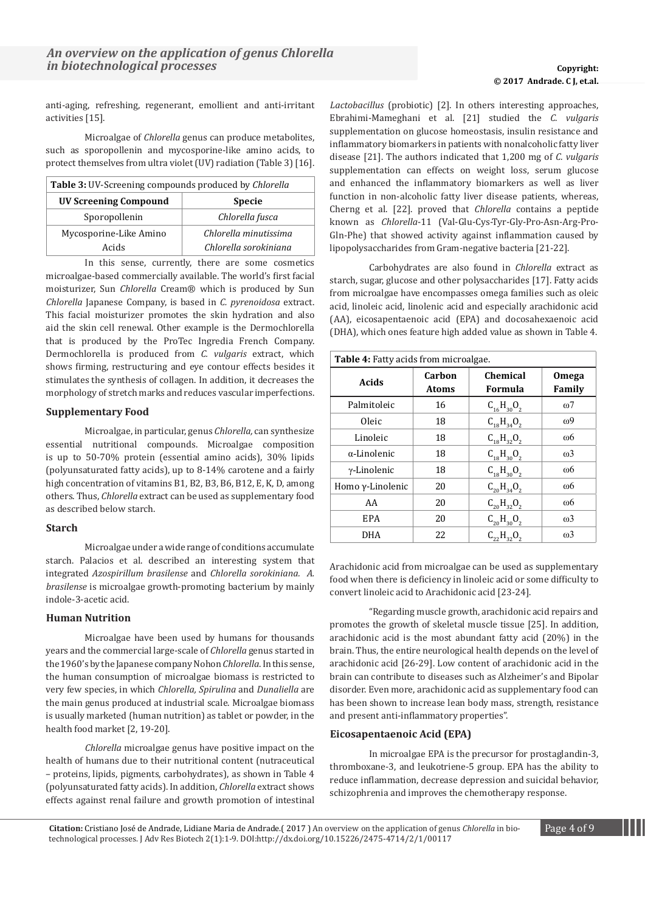anti-aging, refreshing, regenerant, emollient and anti-irritant activities [15].

Microalgae of *Chlorella* genus can produce metabolites, such as sporopollenin and mycosporine-like amino acids, to protect themselves from ultra violet (UV) radiation (Table 3) [16].

**Table 3:** UV-Screening compounds produced by *Chlorella*

| UV Screening Compound | Specie |
|---|---|
| Sporopollenin | *Chlorella fusca* |
| Mycosporine-Like Amino Acids | *Chlorella minutissima* *Chlorella sorokiniana* |

In this sense, currently, there are some cosmetics microalgae-based commercially available. The world's first facial moisturizer, Sun *Chlorella* Cream® which is produced by Sun *Chlorella* Japanese Company, is based in *C. pyrenoidosa* extract. This facial moisturizer promotes the skin hydration and also aid the skin cell renewal. Other example is the Dermochlorella that is produced by the ProTec Ingredia French Company. Dermochlorella is produced from *C. vulgaris* extract, which shows firming, restructuring and eye contour effects besides it stimulates the synthesis of collagen. In addition, it decreases the morphology of stretch marks and reduces vascular imperfections.

## Supplementary Food

Microalgae, in particular, genus *Chlorella,* can synthesize essential nutritional compounds. Microalgae composition is up to 50-70% protein (essential amino acids), 30% lipids (polyunsaturated fatty acids), up to 8-14% carotene and a fairly high concentration of vitamins B1, B2, B3, B6, B12, E, K, D, among others. Thus, *Chlorella* extract can be used as supplementary food as described below starch.

## Starch

Microalgae under a wide range of conditions accumulate starch. Palacios et al. described an interesting system that integrated *Azospirillum brasilense* and *Chlorella sorokiniana*. *A. brasilense* is microalgae growth-promoting bacterium by mainly indole-3-acetic acid.

## Human Nutrition

Microalgae have been used by humans for thousands years and the commercial large-scale of *Chlorella* genus started in the 1960's by the Japanese company Nohon *Chlorella*. In this sense, the human consumption of microalgae biomass is restricted to very few species, in which *Chlorella, Spirulina* and *Dunaliella* are the main genus produced at industrial scale. Microalgae biomass is usually marketed (human nutrition) as tablet or powder, in the health food market [2, 19-20].

*Chlorella* microalgae genus have positive impact on the health of humans due to their nutritional content (nutraceutical – proteins, lipids, pigments, carbohydrates), as shown in Table 4 (polyunsaturated fatty acids). In addition, *Chlorella* extract shows effects against renal failure and growth promotion of intestinal *Lactobacillus* (probiotic) [2]. In others interesting approaches, Ebrahimi-Mameghani et al. [21] studied the *C. vulgaris* supplementation on glucose homeostasis, insulin resistance and inflammatory biomarkers in patients with nonalcoholic fatty liver disease [21]. The authors indicated that 1,200 mg of *C. vulgaris* supplementation can effects on weight loss, serum glucose and enhanced the inflammatory biomarkers as well as liver function in non-alcoholic fatty liver disease patients, whereas, Cherng et al. [22]. proved that *Chlorella* contains a peptide known as *Chlorella*-11 (Val-Glu-Cys-Tyr-Gly-Pro-Asn-Arg-Pro-Gln-Phe) that showed activity against inflammation caused by lipopolysaccharides from Gram-negative bacteria [21-22].

Carbohydrates are also found in *Chlorella* extract as starch, sugar, glucose and other polysaccharides [17]. Fatty acids from microalgae have encompasses omega families such as oleic acid, linoleic acid, linolenic acid and especially arachidonic acid (AA), eicosapentaenoic acid (EPA) and docosahexaenoic acid (DHA), which ones feature high added value as shown in Table 4.

**Table 4:** Fatty acids from microalgae.

| Acids | Carbon Atoms | Chemical Formula | Omega Family |
|---|---|---|---|
| Palmitoleic | 16 | $C_{16}H_{30}O_2$ | ω7 |
| Oleic | 18 | $C_{18}H_{34}O_2$ | ω9 |
| Linoleic | 18 | $C_{18}H_{32}O_2$ | ω6 |
| α-Linolenic | 18 | $C_{18}H_{30}O_2$ | ω3 |
| γ-Linolenic | 18 | $C_{18}H_{30}O_2$ | ω6 |
| Homo γ-Linolenic | 20 | $C_{20}H_{34}O_2$ | ω6 |
| AA | 20 | $C_{20}H_{32}O_2$ | ω6 |
| EPA | 20 | $C_{20}H_{30}O_2$ | ω3 |
| DHA | 22 | $C_{22}H_{32}O_2$ | ω3 |

Arachidonic acid from microalgae can be used as supplementary food when there is deficiency in linoleic acid or some difficulty to convert linoleic acid to Arachidonic acid [23-24].

"Regarding muscle growth, arachidonic acid repairs and promotes the growth of skeletal muscle tissue [25]. In addition, arachidonic acid is the most abundant fatty acid (20%) in the brain. Thus, the entire neurological health depends on the level of arachidonic acid [26-29]. Low content of arachidonic acid in the brain can contribute to diseases such as Alzheimer's and Bipolar disorder. Even more, arachidonic acid as supplementary food can has been shown to increase lean body mass, strength, resistance and present anti-inflammatory properties".

## Eicosapentaenoic Acid (EPA)

In microalgae EPA is the precursor for prostaglandin-3, thromboxane-3, and leukotriene-5 group. EPA has the ability to reduce inflammation, decrease depression and suicidal behavior, schizophrenia and improves the chemotherapy response.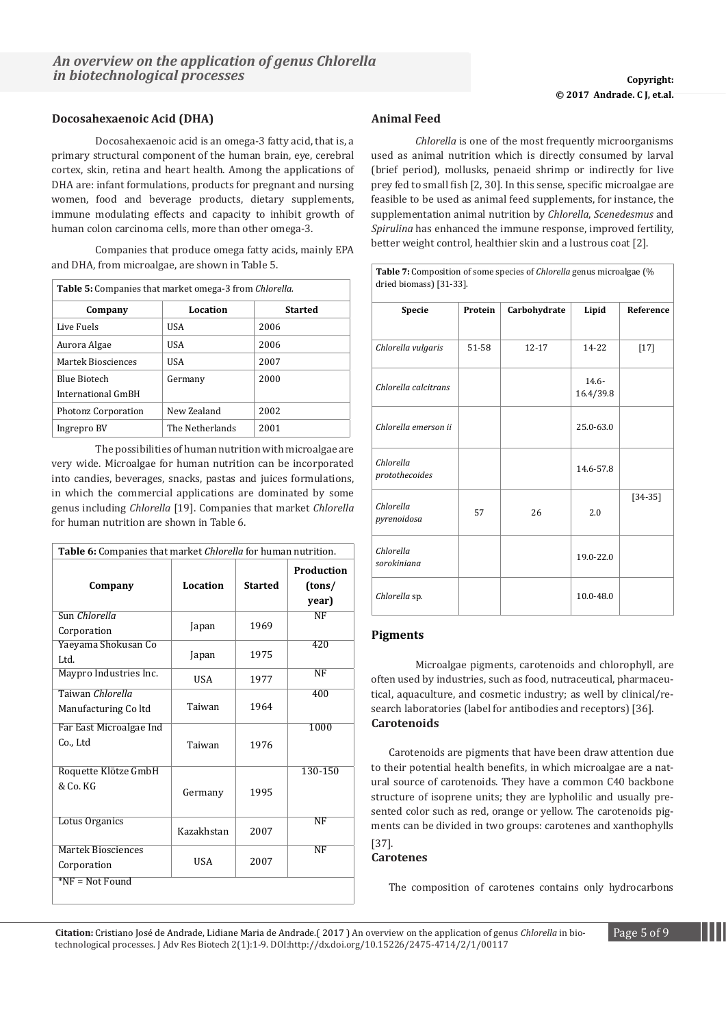## Docosahexaenoic Acid (DHA)

Docosahexaenoic acid is an omega-3 fatty acid, that is, a primary structural component of the human brain, eye, cerebral cortex, skin, retina and heart health. Among the applications of DHA are: infant formulations, products for pregnant and nursing women, food and beverage products, dietary supplements, immune modulating effects and capacity to inhibit growth of human colon carcinoma cells, more than other omega-3.

Companies that produce omega fatty acids, mainly EPA and DHA, from microalgae, are shown in Table 5.

**Table 5:** Companies that market omega-3 from *Chlorella.*

| Company | Location | Started |
|---|---|---|
| Live Fuels | USA | 2006 |
| Aurora Algae | USA | 2006 |
| Martek Biosciences | USA | 2007 |
| Blue Biotech International GmBH | Germany | 2000 |
| Photonz Corporation | New Zealand | 2002 |
| Ingrepro BV | The Netherlands | 2001 |

The possibilities of human nutrition with microalgae are very wide. Microalgae for human nutrition can be incorporated into candies, beverages, snacks, pastas and juices formulations, in which the commercial applications are dominated by some genus including *Chlorella* [19]. Companies that market *Chlorella* for human nutrition are shown in Table 6.

**Table 6:** Companies that market *Chlorella* for human nutrition.

| Company | Location | Started | Production (tons/ year) |
|---|---|---|---|
| Sun *Chlorella* Corporation | Japan | 1969 | NF |
| Yaeyama Shokusan Co Ltd. | Japan | 1975 | 420 |
| Maypro Industries Inc. | USA | 1977 | NF |
| Taiwan *Chlorella* Manufacturing Co ltd | Taiwan | 1964 | 400 |
| Far East Microalgae Ind Co., Ltd | Taiwan | 1976 | 1000 |
| Roquette Klötze GmbH & Co. KG | Germany | 1995 | 130-150 |
| Lotus Organics | Kazakhstan | 2007 | NF |
| Martek Biosciences Corporation | USA | 2007 | NF |

*NF = Not Found

## Animal Feed

*Chlorella* is one of the most frequently microorganisms used as animal nutrition which is directly consumed by larval (brief period), mollusks, penaeid shrimp or indirectly for live prey fed to small fish [2, 30]. In this sense, specific microalgae are feasible to be used as animal feed supplements, for instance, the supplementation animal nutrition by *Chlorella*, *Scenedesmus* and *Spirulina* has enhanced the immune response, improved fertility, better weight control, healthier skin and a lustrous coat [2].

**Table 7:** Composition of some species of *Chlorella* genus microalgae (% dried biomass) [31-33].

| Specie | Protein | Carbohydrate | Lipid | Reference |
|---|---|---|---|---|
| *Chlorella vulgaris* | 51-58 | 12-17 | 14-22 | [17] |
| *Chlorella calcitrans* | | | 14.6-16.4/39.8 | |
| *Chlorella emerson ii* | | | 25.0-63.0 | |
| *Chlorella protothecoides* | | | 14.6-57.8 | |
| *Chlorella pyrenoidosa* | 57 | 26 | 2.0 | [34-35] |
| *Chlorella sorokiniana* | | | 19.0-22.0 | |
| *Chlorella* sp. | | | 10.0-48.0 | |

## Pigments

Microalgae pigments, carotenoids and chlorophyll, are often used by industries, such as food, nutraceutical, pharmaceutical, aquaculture, and cosmetic industry; as well by clinical/research laboratories (label for antibodies and receptors) [36].

### Carotenoids

Carotenoids are pigments that have been draw attention due to their potential health benefits, in which microalgae are a natural source of carotenoids. They have a common C40 backbone structure of isoprene units; they are lypholilic and usually presented color such as red, orange or yellow. The carotenoids pigments can be divided in two groups: carotenes and xanthophylls [37].

### Carotenes

The composition of carotenes contains only hydrocarbons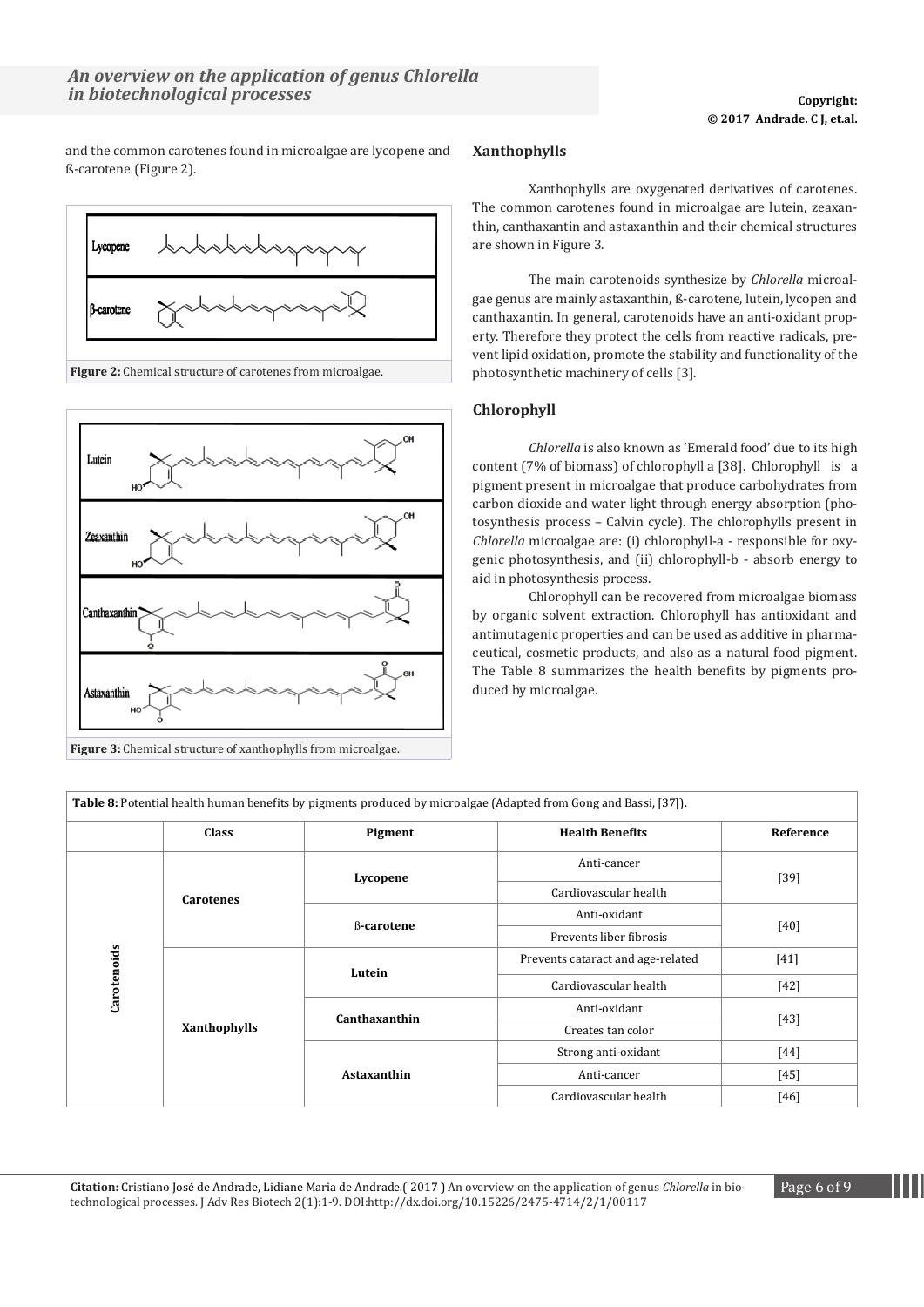and the common carotenes found in microalgae are lycopene and ß-carotene (Figure 2).

**Figure 2:** Chemical structure of carotenes from microalgae.

**Figure 3:** Chemical structure of xanthophylls from microalgae.

### Xanthophylls

Xanthophylls are oxygenated derivatives of carotenes. The common carotenes found in microalgae are lutein, zeaxanthin, canthaxantin and astaxanthin and their chemical structures are shown in Figure 3.

The main carotenoids synthesize by *Chlorella* microalgae genus are mainly astaxanthin, ß-carotene, lutein, lycopen and canthaxantin. In general, carotenoids have an anti-oxidant property. Therefore they protect the cells from reactive radicals, prevent lipid oxidation, promote the stability and functionality of the photosynthetic machinery of cells [3].

### Chlorophyll

*Chlorella* is also known as 'Emerald food' due to its high content (7% of biomass) of chlorophyll a [38]. Chlorophyll is a pigment present in microalgae that produce carbohydrates from carbon dioxide and water light through energy absorption (photosynthesis process – Calvin cycle). The chlorophylls present in *Chlorella* microalgae are: (i) chlorophyll-a - responsible for oxygenic photosynthesis, and (ii) chlorophyll-b - absorb energy to aid in photosynthesis process.

Chlorophyll can be recovered from microalgae biomass by organic solvent extraction. Chlorophyll has antioxidant and antimutagenic properties and can be used as additive in pharmaceutical, cosmetic products, and also as a natural food pigment. The Table 8 summarizes the health benefits by pigments produced by microalgae.

**Table 8:** Potential health human benefits by pigments produced by microalgae (Adapted from Gong and Bassi, [37]).

| | Class | Pigment | Health Benefits | Reference |
|---|---|---|---|---|
| Carotenoids | Carotenes | Lycopene | Anti-cancer | [39] |
| | | | Cardiovascular health | |
| | | ß-carotene | Anti-oxidant | [40] |
| | | | Prevents liber fibrosis | |
| | Xanthophylls | Lutein | Prevents cataract and age-related | [41] |
| | | | Cardiovascular health | [42] |
| | | Canthaxanthin | Anti-oxidant | [43] |
| | | | Creates tan color | |
| | | Astaxanthin | Strong anti-oxidant | [44] |
| | | | Anti-cancer | [45] |
| | | | Cardiovascular health | [46] |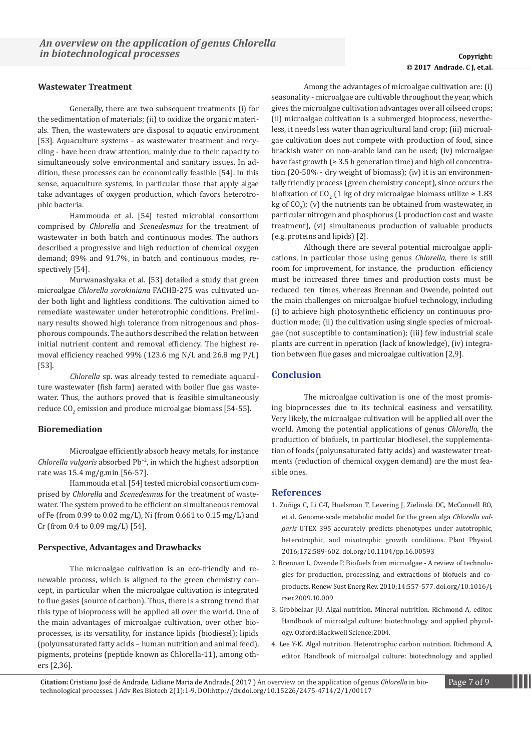## Wastewater Treatment

Generally, there are two subsequent treatments (i) for the sedimentation of materials; (ii) to oxidize the organic materials. Then, the wastewaters are disposal to aquatic environment [53]. Aquaculture systems - as wastewater treatment and recycling - have been draw attention, mainly due to their capacity to simultaneously solve environmental and sanitary issues. In addition, these processes can be economically feasible [54]. In this sense, aquaculture systems, in particular those that apply algae take advantages of oxygen production, which favors heterotrophic bacteria.

Hammouda et al. [54] tested microbial consortium comprised by *Chlorella* and *Scenedesmus* for the treatment of wastewater in both batch and continuous modes. The authors described a progressive and high reduction of chemical oxygen demand; 89% and 91.7%, in batch and continuous modes, respectively [54].

Murwanashyaka et al. [53] detailed a study that green microalgae *Chlorella sorokiniana* FACHB-275 was cultivated under both light and lightless conditions. The cultivation aimed to remediate wastewater under heterotrophic conditions. Preliminary results showed high tolerance from nitrogenous and phosphorous compounds. The authors described the relation between initial nutrient content and removal efficiency. The highest removal efficiency reached 99% (123.6 mg N/L and 26.8 mg P/L) [53].

*Chlorella* sp. was already tested to remediate aquaculture wastewater (fish farm) aerated with boiler flue gas wastewater. Thus, the authors proved that is feasible simultaneously reduce $CO_2$ emission and produce microalgae biomass [54-55].

## Bioremediation

Microalgae efficiently absorb heavy metals, for instance *Chlorella vulgaris* absorbed $Pb^{+2}$, in which the highest adsorption rate was 15.4 mg/g.min [56-57].

Hammouda et al. [54] tested microbial consortium comprised by *Chlorella* and *Scenedesmus* for the treatment of wastewater. The system proved to be efficient on simultaneous removal of Fe (from 0.99 to 0.02 mg/L), Ni (from 0.661 to 0.15 mg/L) and Cr (from 0.4 to 0.09 mg/L) [54].

## Perspective, Advantages and Drawbacks

The microalgae cultivation is an eco-friendly and renewable process, which is aligned to the green chemistry concept, in particular when the microalgae cultivation is integrated to flue gases (source of carbon). Thus, there is a strong trend that this type of bioprocess will be applied all over the world. One of the main advantages of microalgae cultivation, over other bioprocesses, is its versatility, for instance lipids (biodiesel); lipids (polyunsaturated fatty acids – human nutrition and animal feed), pigments, proteins (peptide known as Chlorella-11), among others [2,36].

Among the advantages of microalgae cultivation are: (i) seasonality - microalgae are cultivable throughout the year, which gives the microalgae cultivation advantages over all oilseed crops; (ii) microalgae cultivation is a submerged bioprocess, nevertheless, it needs less water than agricultural land crop; (iii) microalgae cultivation does not compete with production of food, since brackish water on non-arable land can be used; (iv) microalgae have fast growth (≈ 3.5 h generation time) and high oil concentration (20-50% - dry weight of biomass); (iv) it is an environmentally friendly process (green chemistry concept), since occurs the biofixation of $CO_2$ (1 kg of dry microalgae biomass utilize ≈ 1.83 kg of $CO_2$); (v) the nutrients can be obtained from wastewater, in particular nitrogen and phosphorus (↓ production cost and waste treatment), (vi) simultaneous production of valuable products (e.g. proteins and lipids) [2].

Although there are several potential microalgae applications, in particular those using genus *Chlorella,* there is still room for improvement, for instance, the production efficiency must be increased three times and production costs must be reduced ten times, whereas Brennan and Owende, pointed out the main challenges on microalgae biofuel technology, including (i) to achieve high photosynthetic efficiency on continuous production mode; (ii) the cultivation using single species of microalgae (not susceptible to contamination); (iii) few industrial scale plants are current in operation (lack of knowledge), (iv) integration between flue gases and microalgae cultivation [2,9].

## Conclusion

The microalgae cultivation is one of the most promising bioprocesses due to its technical easiness and versatility. Very likely, the microalgae cultivation will be applied all over the world. Among the potential applications of genus *Chlorella,* the production of biofuels, in particular biodiesel, the supplementation of foods (polyunsaturated fatty acids) and wastewater treatments (reduction of chemical oxygen demand) are the most feasible ones.

## References

1. Zuñiga C, Li C-T, Huelsman T, Levering J, Zielinski DC, McConnell BO, et al. Genome-scale metabolic model for the green alga *Chlorella vulgaris* UTEX 395 accurately predicts phenotypes under autotrophic, heterotrophic, and mixotrophic growth conditions. Plant Physiol. 2016;172:589-602. doi.org/10.1104/pp.16.00593
2. Brennan L, Owende P. Biofuels from microalgae - A review of technologies for production, processing, and extractions of biofuels and co-products. Renew Sust Energ Rev. 2010;14:557-577. doi.org/10.1016/j.rser.2009.10.009
3. Grobbelaar JU. Algal nutrition. Mineral nutrition. Richmond A, editor. Handbook of microalgal culture: biotechnology and applied phycology. Oxford:Blackwell Science;2004.
4. Lee Y-K. Algal nutrition. Heterotrophic carbon nutrition. Richmond A, editor. Handbook of microalgal culture: biotechnology and applied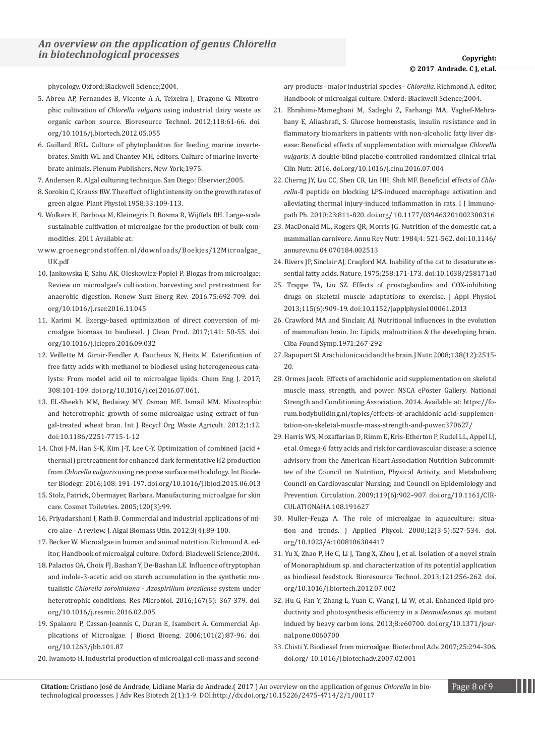phycology. Oxford:Blackwell Science;2004.

5. Abreu AP, Fernandes B, Vicente A A, Teixeira J, Dragone G. Mixotrophic cultivation of *Chlorella vulgaris* using industrial dairy waste as organic carbon source. Bioresource Technol. 2012;118:61-66. doi.org/10.1016/j.biortech.2012.05.055
6. Guillard RRL. Culture of phytoplankton for feeding marine invertebrates. Smith WL and Chantey MH, editors. Culture of marine invertebrate animals. Plenum Publishers, New York;1975.
7. Andersen R. Algal culturing technique. San Diego: Elservier;2005.
8. Sorokin C, Krauss RW. The effect of light intensity on the growth rates of green algae. Plant Physiol.1958;33:109-113.
9. Wolkers H, Barbosa M, Kleinegris D, Bosma R, Wijffels RH. Large-scale sustainable cultivation of microalgae for the production of bulk commodities. 2011 Available at: www.groenegrondstoffen.nl/downloads/Boekjes/12Microalgae_UK.pdf
10. Jankowska E, Sahu AK, Oleskowicz-Popiel P. Biogas from microalgae: Review on microalgae's cultivation, harvesting and pretreatment for anaerobic digestion. Renew Sust Energ Rev. 2016.75:692-709. doi.org/10.1016/j.rser.2016.11.045
11. Karimi M. Exergy-based optimization of direct conversion of microalgae biomass to biodiesel. J Clean Prod. 2017;141: 50-55. doi.org/10.1016/j.jclepro.2016.09.032
12. Veillette M, Giroir-Fendler A, Faucheux N, Heitz M. Esterification of free fatty acids with methanol to biodiesel using heterogeneous catalysts: From model acid oil to microalgae lipids. Chem Eng J. 2017; 308:101-109. doi.org/10.1016/j.cej.2016.07.061.
13. EL-Sheekh MM, Bedaiwy MY, Osman ME. Ismail MM. Mixotrophic and heterotrophic growth of some microalgae using extract of fungal-treated wheat bran. Int J Recycl Org Waste Agricult. 2012;1:12. doi:10.1186/2251-7715-1-12
14. Choi J-M, Han S-K, Kim J-T, Lee C-Y. Optimization of combined (acid + thermal) pretreatment for enhanced dark fermentative H2 production from *Chlorella vulgaris* using response surface methodology. Int Biodeter Biodegr. 2016;108: 191-197. doi.org/10.1016/j.ibiod.2015.06.013
15. Stolz, Patrick, Obermayer, Barbara. Manufacturing microalgae for skin care. Cosmet Toiletries. 2005;120(3):99.
16. Priyadarshani I, Rath B. Commercial and industrial applications of micro alae - A review. J. Algal Biomass Utln. 2012;3(4):89-100.
17. Becker W. Microalgae in human and animal nutrition. Richmond A. editor, Handbook of microalgal culture. Oxford: Blackwell Science;2004.
18. Palacios OA, Choix FJ, Bashan Y, De-Bashan LE. Influence of tryptophan and indole-3-acetic acid on starch accumulation in the synthetic mutualistic *Chlorella sorokiniana* - *Azospirillum brasilense* system under heterotrophic conditions. Res Microbiol. 2016;167(5): 367-379. doi.org/10.1016/j.resmic.2016.02.005
19. Spalaore P, Cassan-Joannis C, Duran E, Isambert A. Commercial Applications of Microalgae. J Biosci Bioeng. 2006;101(2):87-96. doi.org/10.1263/jbb.101.87
20. Iwamoto H. Industrial production of microalgal cell-mass and secondary products - major industrial species - *Chlorella*. Richmond A. editor, Handbook of microalgal culture. Oxford: Blackwell Science;2004.
21. Ebrahimi-Mameghani M, Sadeghi Z, Farhangi MA, Vaghef-Mehrabany E, Aliashrafi, S. Glucose homeostasis, insulin resistance and inflammatory biomarkers in patients with non-alcoholic fatty liver disease: Beneficial effects of supplementation with microalgae *Chlorella vulgaris*: A double-blind placebo-controlled randomized clinical trial. Clin Nutr. 2016. doi.org/10.1016/j.clnu.2016.07.004
22. Cherng JY, Liu CC, Shen CR, Lin HH, Shih MF. Beneficial effects of *Chlorella*-ll peptide on blocking LPS-induced macrophage activation and alleviating thermal injury-induced inflammation in rats. I J Immunopath Ph. 2010;23:811-820. doi.org/ 10.1177/039463201002300316
23. MacDonald ML, Rogers QR, Morris JG. Nutrition of the domestic cat, a mammalian carnivore. Annu Rev Nutr. 1984;4: 521-562. doi:10.1146/annurev.nu.04.070184.002513
24. Rivers JP, Sinclair AJ, Craqford MA. Inability of the cat to desaturate essential fatty acids. Nature. 1975;258:171-173. doi:10.1038/258171a0
25. Trappe TA, Liu SZ. Effects of prostaglandins and COX-inhibiting drugs on skeletal muscle adaptations to exercise. J Appl Physiol. 2013;115(6):909-19. doi:10.1152/japplphysiol.00061.2013
26. Crawford MA and Sinclair, AJ. Nutritional influences in the evolution of mammalian brain. In: Lipids, malnutrition & the developing brain. Ciba Found Symp.1971:267-292
27. Rapoport SI. Arachidonic acid and the brain. J Nutr. 2008;138(12):2515-20.
28. Ormes Jacob. Effects of arachidonic acid supplementation on skeletal muscle mass, strength, and power. NSCA ePoster Gallery. National Strength and Conditioning Association. 2014. Available at: https://forum.bodybuilding.nl/topics/effects-of-arachidonic-acid-supplementation-on-skeletal-muscle-mass-strength-and-power.370627/
29. Harris WS, Mozaffarian D, Rimm E, Kris-Etherton P, Rudel LL, Appel LJ, et al. Omega-6 fatty acids and risk for cardiovascular disease: a science advisory from the American Heart Association Nutrition Subcommittee of the Council on Nutrition, Physical Activity, and Metabolism; Council on Cardiovascular Nursing; and Council on Epidemiology and Prevention. Circulation. 2009;119(6):902–907. doi.org/10.1161/CIRCULATIONAHA.108.191627
30. Muller-Feuga A. The role of microalgae in aquaculture: situation and trends. J Applied Phycol. 2000;12(3-5):527-534. doi.org/10.1023/A:1008106304417
31. Yu X, Zhao P, He C, Li J, Tang X, Zhou J, et al. Isolation of a novel strain of Monoraphidium sp. and characterization of its potential application as biodiesel feedstock. Bioresource Technol. 2013;121:256-262. doi.org/10.1016/j.biortech.2012.07.002
32. Hu G, Fan Y, Zhang L, Yuan C, Wang J, Li W, et al. Enhanced lipid productivity and photosynthesis efficiency in a *Desmodesmus sp.* mutant induced by heavy carbon ions. 2013;8:e60700. doi.org/10.1371/journal.pone.0060700
33. Chisti Y. Biodiesel from microalgae. Biotechnol Adv. 2007;25:294-306. doi.org/ 10.1016/j.biotechadv.2007.02.001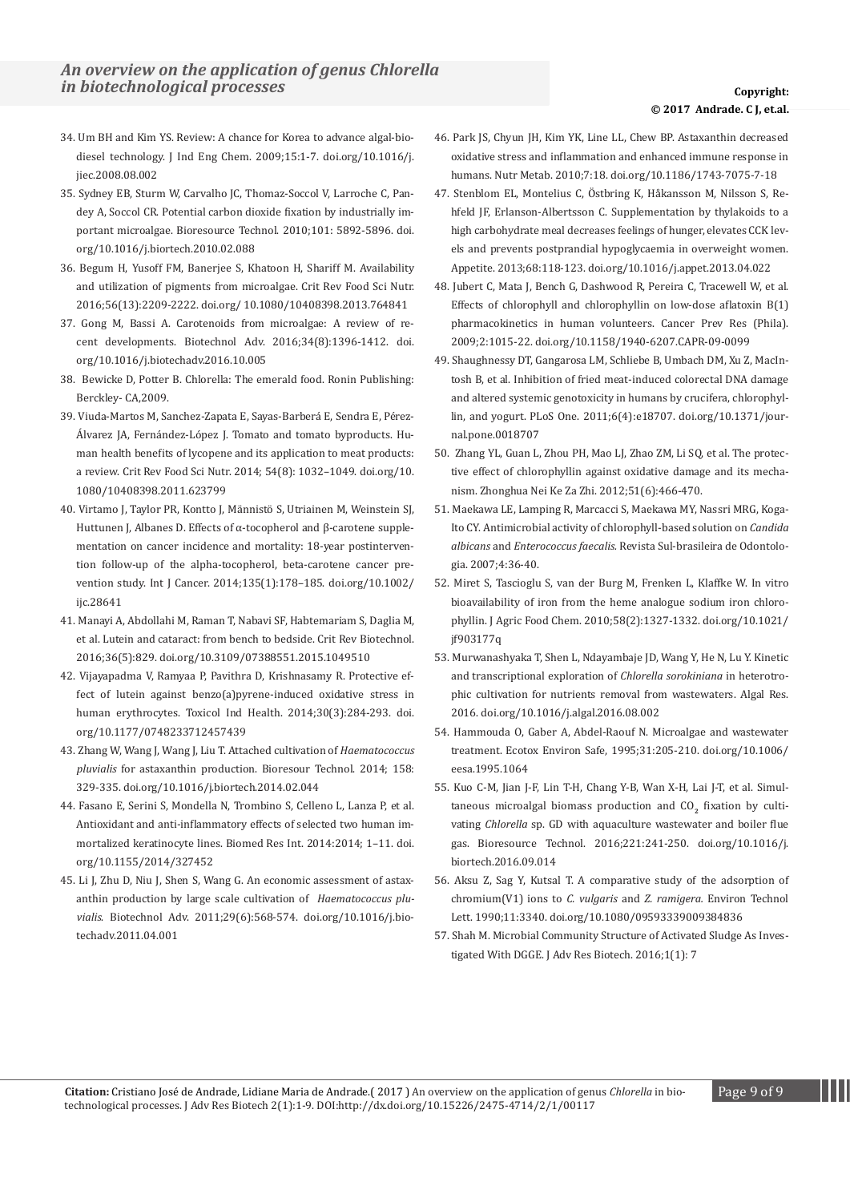34. Um BH and Kim YS. Review: A chance for Korea to advance algal-biodiesel technology. J Ind Eng Chem. 2009;15:1-7. doi.org/10.1016/j.jiec.2008.08.002

35. Sydney EB, Sturm W, Carvalho JC, Thomaz-Soccol V, Larroche C, Pandey A, Soccol CR. Potential carbon dioxide fixation by industrially important microalgae. Bioresource Technol. 2010;101: 5892-5896. doi.org/10.1016/j.biortech.2010.02.088

36. Begum H, Yusoff FM, Banerjee S, Khatoon H, Shariff M. Availability and utilization of pigments from microalgae. Crit Rev Food Sci Nutr. 2016;56(13):2209-2222. doi.org/ 10.1080/10408398.2013.764841

37. Gong M, Bassi A. Carotenoids from microalgae: A review of recent developments. Biotechnol Adv. 2016;34(8):1396-1412. doi.org/10.1016/j.biotechadv.2016.10.005

38. Bewicke D, Potter B. Chlorella: The emerald food. Ronin Publishing: Berckley- CA,2009.

39. Viuda-Martos M, Sanchez-Zapata E, Sayas-Barberá E, Sendra E, Pérez-Álvarez JA, Fernández-López J. Tomato and tomato byproducts. Human health benefits of lycopene and its application to meat products: a review. Crit Rev Food Sci Nutr. 2014; 54(8): 1032–1049. doi.org/10.1080/10408398.2011.623799

40. Virtamo J, Taylor PR, Kontto J, Männistö S, Utriainen M, Weinstein SJ, Huttunen J, Albanes D. Effects of α-tocopherol and β-carotene supplementation on cancer incidence and mortality: 18-year postintervention follow-up of the alpha-tocopherol, beta-carotene cancer prevention study. Int J Cancer. 2014;135(1):178–185. doi.org/10.1002/ijc.28641

41. Manayi A, Abdollahi M, Raman T, Nabavi SF, Habtemariam S, Daglia M, et al. Lutein and cataract: from bench to bedside. Crit Rev Biotechnol. 2016;36(5):829. doi.org/10.3109/07388551.2015.1049510

42. Vijayapadma V, Ramyaa P, Pavithra D, Krishnasamy R. Protective effect of lutein against benzo(a)pyrene-induced oxidative stress in human erythrocytes. Toxicol Ind Health. 2014;30(3):284-293. doi.org/10.1177/0748233712457439

43. Zhang W, Wang J, Wang J, Liu T. Attached cultivation of *Haematococcus pluvialis* for astaxanthin production. Bioresour Technol. 2014; 158: 329-335. doi.org/10.1016/j.biortech.2014.02.044

44. Fasano E, Serini S, Mondella N, Trombino S, Celleno L, Lanza P, et al. Antioxidant and anti-inflammatory effects of selected two human immortalized keratinocyte lines. Biomed Res Int. 2014:2014; 1–11. doi.org/10.1155/2014/327452

45. Li J, Zhu D, Niu J, Shen S, Wang G. An economic assessment of astaxanthin production by large scale cultivation of *Haematococcus pluvialis*. Biotechnol Adv. 2011;29(6):568-574. doi.org/10.1016/j.biotechadv.2011.04.001

46. Park JS, Chyun JH, Kim YK, Line LL, Chew BP. Astaxanthin decreased oxidative stress and inflammation and enhanced immune response in humans. Nutr Metab. 2010;7:18. doi.org/10.1186/1743-7075-7-18

47. Stenblom EL, Montelius C, Östbring K, Håkansson M, Nilsson S, Rehfeld JF, Erlanson-Albertsson C. Supplementation by thylakoids to a high carbohydrate meal decreases feelings of hunger, elevates CCK levels and prevents postprandial hypoglycaemia in overweight women. Appetite. 2013;68:118-123. doi.org/10.1016/j.appet.2013.04.022

48. Jubert C, Mata J, Bench G, Dashwood R, Pereira C, Tracewell W, et al. Effects of chlorophyll and chlorophyllin on low-dose aflatoxin B(1) pharmacokinetics in human volunteers. Cancer Prev Res (Phila). 2009;2:1015-22. doi.org/10.1158/1940-6207.CAPR-09-0099

49. Shaughnessy DT, Gangarosa LM, Schliebe B, Umbach DM, Xu Z, MacIntosh B, et al. Inhibition of fried meat-induced colorectal DNA damage and altered systemic genotoxicity in humans by crucifera, chlorophyllin, and yogurt. PLoS One. 2011;6(4):e18707. doi.org/10.1371/journal.pone.0018707

50. Zhang YL, Guan L, Zhou PH, Mao LJ, Zhao ZM, Li SQ, et al. The protective effect of chlorophyllin against oxidative damage and its mechanism. Zhonghua Nei Ke Za Zhi. 2012;51(6):466-470.

51. Maekawa LE, Lamping R, Marcacci S, Maekawa MY, Nassri MRG, Koga-Ito CY. Antimicrobial activity of chlorophyll-based solution on *Candida albicans* and *Enterococcus faecalis*. Revista Sul-brasileira de Odontologia. 2007;4:36-40.

52. Miret S, Tascioglu S, van der Burg M, Frenken L, Klaffke W. In vitro bioavailability of iron from the heme analogue sodium iron chlorophyllin. J Agric Food Chem. 2010;58(2):1327-1332. doi.org/10.1021/jf903177q

53. Murwanashyaka T, Shen L, Ndayambaje JD, Wang Y, He N, Lu Y. Kinetic and transcriptional exploration of *Chlorella sorokiniana* in heterotrophic cultivation for nutrients removal from wastewaters. Algal Res. 2016. doi.org/10.1016/j.algal.2016.08.002

54. Hammouda O, Gaber A, Abdel-Raouf N. Microalgae and wastewater treatment. Ecotox Environ Safe, 1995;31:205-210. doi.org/10.1006/eesa.1995.1064

55. Kuo C-M, Jian J-F, Lin T-H, Chang Y-B, Wan X-H, Lai J-T, et al. Simultaneous microalgal biomass production and $CO_2$ fixation by cultivating *Chlorella* sp. GD with aquaculture wastewater and boiler flue gas. Bioresource Technol. 2016;221:241-250. doi.org/10.1016/j.biortech.2016.09.014

56. Aksu Z, Sag Y, Kutsal T. A comparative study of the adsorption of chromium(V1) ions to *C. vulgaris* and *Z. ramigera.* Environ Technol Lett. 1990;11:3340. doi.org/10.1080/09593339009384836

57. Shah M. Microbial Community Structure of Activated Sludge As Investigated With DGGE. J Adv Res Biotech. 2016;1(1): 7